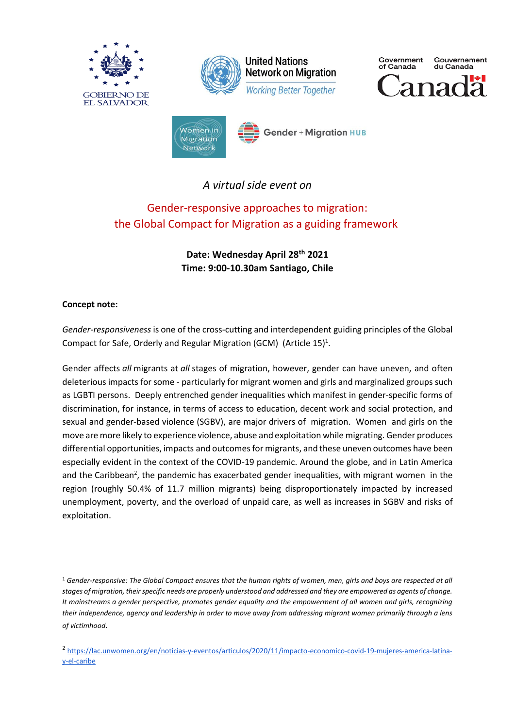GOBIERNO DE EL SALVADOR

United Nations Network on Migration
*Working Better Together*

Government of Canada / Gouvernement du Canada

Women in Migration Network

Gender + Migration HUB

*A virtual side event on*

# Gender-responsive approaches to migration: the Global Compact for Migration as a guiding framework

**Date: Wednesday April 28th 2021**
**Time: 9:00-10.30am Santiago, Chile**

**Concept note:**

*Gender-responsiveness* is one of the cross-cutting and interdependent guiding principles of the Global Compact for Safe, Orderly and Regular Migration (GCM) (Article 15)[1].

Gender affects *all* migrants at *all* stages of migration, however, gender can have uneven, and often deleterious impacts for some - particularly for migrant women and girls and marginalized groups such as LGBTI persons. Deeply entrenched gender inequalities which manifest in gender-specific forms of discrimination, for instance, in terms of access to education, decent work and social protection, and sexual and gender-based violence (SGBV), are major drivers of migration. Women and girls on the move are more likely to experience violence, abuse and exploitation while migrating. Gender produces differential opportunities, impacts and outcomes for migrants, and these uneven outcomes have been especially evident in the context of the COVID-19 pandemic. Around the globe, and in Latin America and the Caribbean[2], the pandemic has exacerbated gender inequalities, with migrant women in the region (roughly 50.4% of 11.7 million migrants) being disproportionately impacted by increased unemployment, poverty, and the overload of unpaid care, as well as increases in SGBV and risks of exploitation.

---

[1] *Gender-responsive: The Global Compact ensures that the human rights of women, men, girls and boys are respected at all stages of migration, their specific needs are properly understood and addressed and they are empowered as agents of change. It mainstreams a gender perspective, promotes gender equality and the empowerment of all women and girls, recognizing their independence, agency and leadership in order to move away from addressing migrant women primarily through a lens of victimhood.*

[2] https://lac.unwomen.org/en/noticias-y-eventos/articulos/2020/11/impacto-economico-covid-19-mujeres-america-latina-y-el-caribe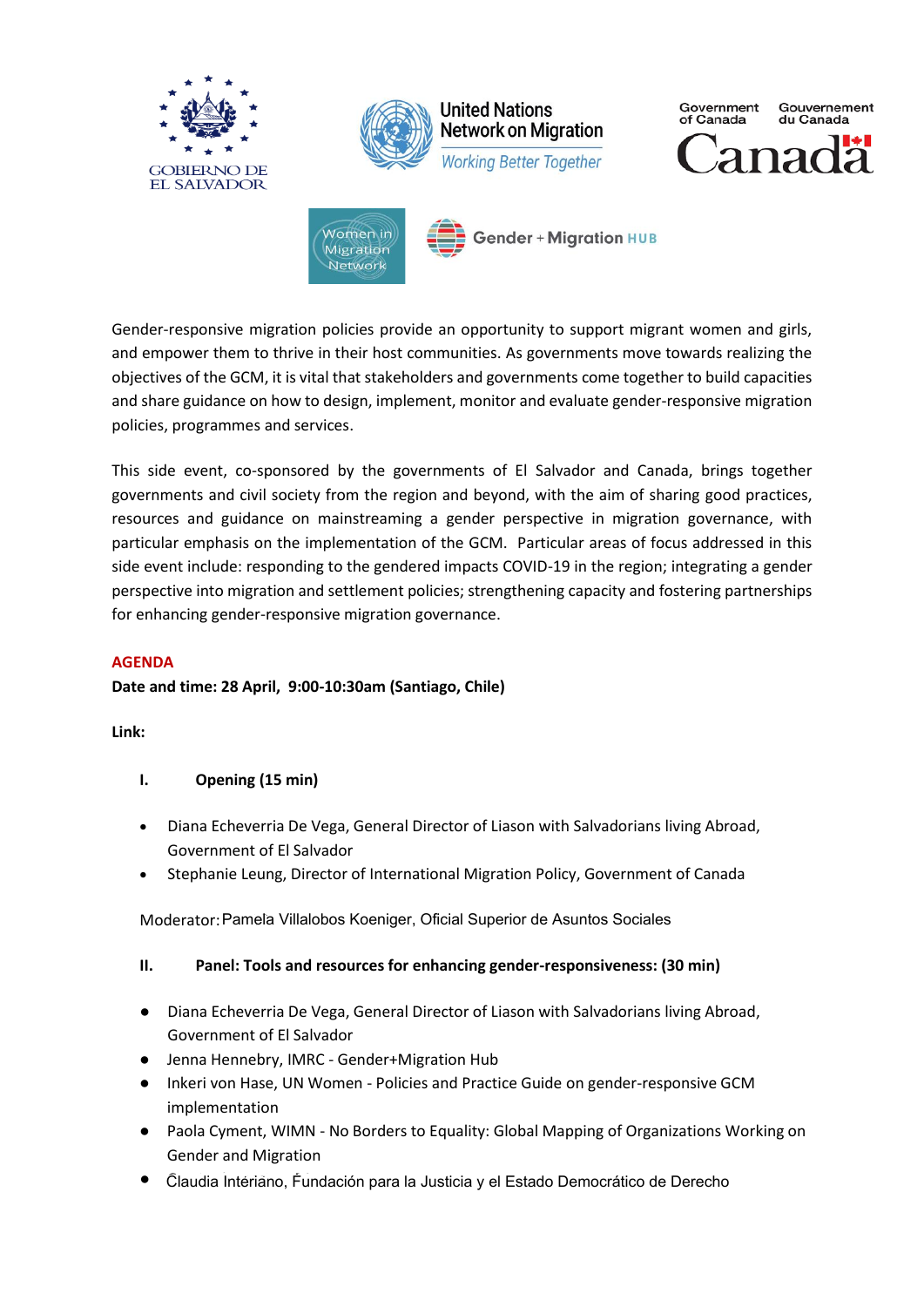Gender-responsive migration policies provide an opportunity to support migrant women and girls, and empower them to thrive in their host communities. As governments move towards realizing the objectives of the GCM, it is vital that stakeholders and governments come together to build capacities and share guidance on how to design, implement, monitor and evaluate gender-responsive migration policies, programmes and services.

This side event, co-sponsored by the governments of El Salvador and Canada, brings together governments and civil society from the region and beyond, with the aim of sharing good practices, resources and guidance on mainstreaming a gender perspective in migration governance, with particular emphasis on the implementation of the GCM. Particular areas of focus addressed in this side event include: responding to the gendered impacts COVID-19 in the region; integrating a gender perspective into migration and settlement policies; strengthening capacity and fostering partnerships for enhancing gender-responsive migration governance.

## AGENDA

**Date and time: 28 April, 9:00-10:30am (Santiago, Chile)**

**Link:**

### I. Opening (15 min)

- Diana Echeverria De Vega, General Director of Liason with Salvadorians living Abroad, Government of El Salvador
- Stephanie Leung, Director of International Migration Policy, Government of Canada

Moderator: Pamela Villalobos Koeniger, Oficial Superior de Asuntos Sociales

### II. Panel: Tools and resources for enhancing gender-responsiveness: (30 min)

- Diana Echeverria De Vega, General Director of Liason with Salvadorians living Abroad, Government of El Salvador
- Jenna Hennebry, IMRC - Gender+Migration Hub
- Inkeri von Hase, UN Women - Policies and Practice Guide on gender-responsive GCM implementation
- Paola Cyment, WIMN - No Borders to Equality: Global Mapping of Organizations Working on Gender and Migration
- Claudia Interiano, Fundación para la Justicia y el Estado Democrático de Derecho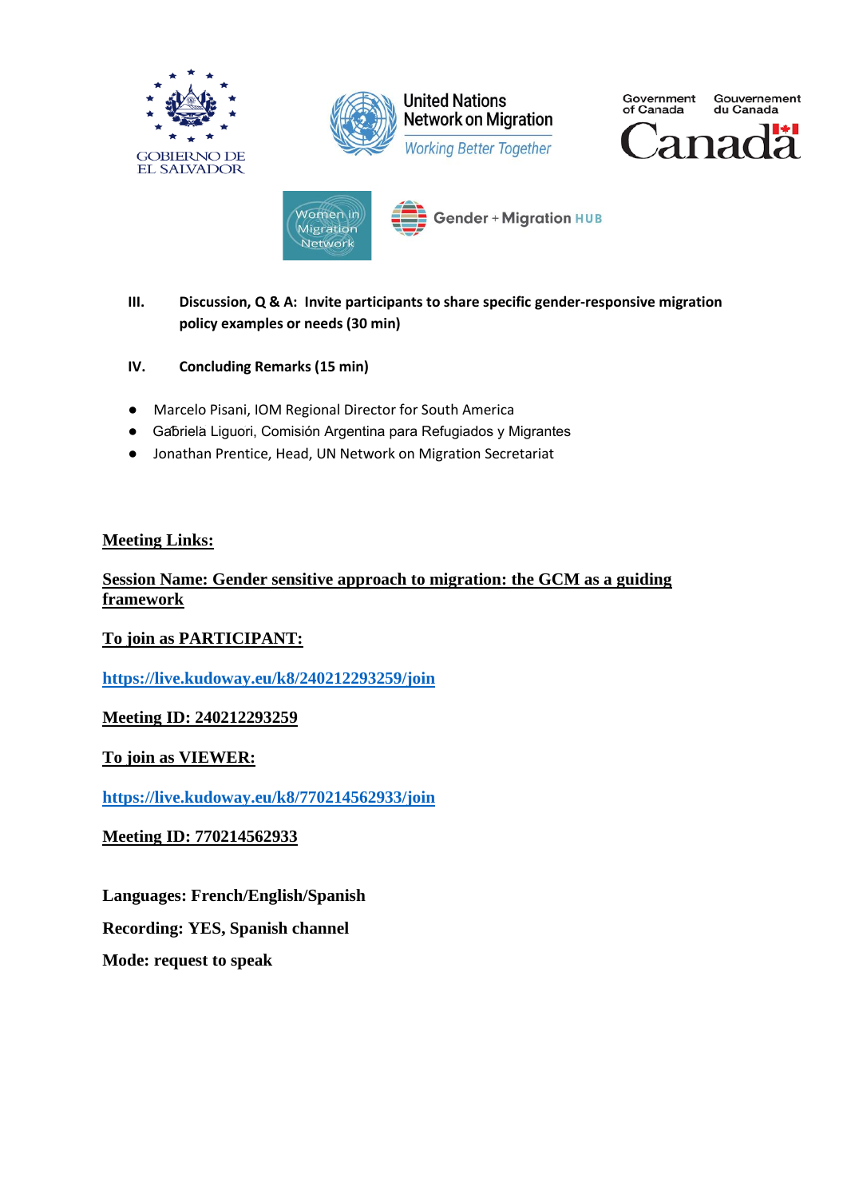III. **Discussion, Q & A: Invite participants to share specific gender-responsive migration policy examples or needs (30 min)**

IV. **Concluding Remarks (15 min)**

- Marcelo Pisani, IOM Regional Director for South America
- Gabriela Liguori, Comisión Argentina para Refugiados y Migrantes
- Jonathan Prentice, Head, UN Network on Migration Secretariat

**Meeting Links:**

**Session Name: Gender sensitive approach to migration: the GCM as a guiding framework**

**To join as PARTICIPANT:**

**https://live.kudoway.eu/k8/240212293259/join**

**Meeting ID: 240212293259**

**To join as VIEWER:**

**https://live.kudoway.eu/k8/770214562933/join**

**Meeting ID: 770214562933**

**Languages: French/English/Spanish**

**Recording: YES, Spanish channel**

**Mode: request to speak**